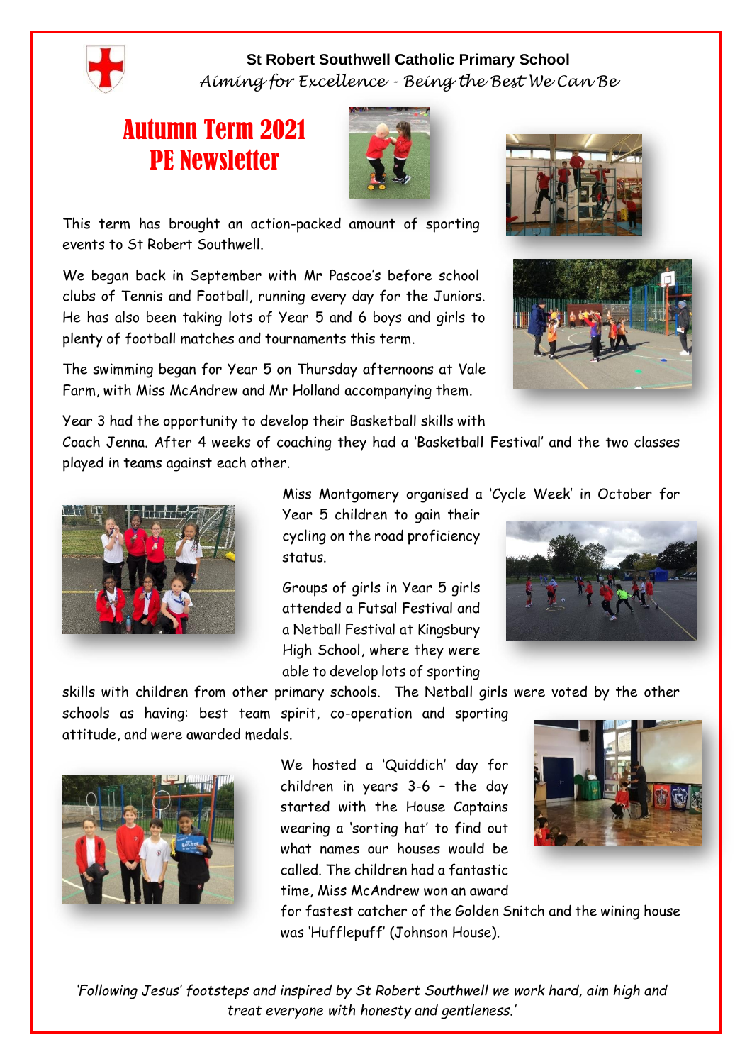**St Robert Southwell Catholic Primary School**

*Aiming for Excellence - Being the Best We Can Be*

# Autumn Term 2021 PE Newsletter

This term has brought an action-packed amount of sporting events to St Robert Southwell.

We began back in September with Mr Pascoe's before school clubs of Tennis and Football, running every day for the Juniors. He has also been taking lots of Year 5 and 6 boys and girls to plenty of football matches and tournaments this term.

The swimming began for Year 5 on Thursday afternoons at Vale Farm, with Miss McAndrew and Mr Holland accompanying them.

Year 3 had the opportunity to develop their Basketball skills with Coach Jenna. After 4 weeks of coaching they had a 'Basketball Festival' and the two classes played in teams against each other.

Miss Montgomery organised a 'Cycle Week' in October for Year 5 children to gain their cycling on the road proficiency status.

Groups of girls in Year 5 girls attended a Futsal Festival and a Netball Festival at Kingsbury High School, where they were able to develop lots of sporting skills with children from other primary schools. The Netball girls were voted by the other schools as having: best team spirit, co-operation and sporting attitude, and were awarded medals.

We hosted a 'Quiddich' day for children in years 3-6 – the day started with the House Captains wearing a 'sorting hat' to find out what names our houses would be called. The children had a fantastic time, Miss McAndrew won an award for fastest catcher of the Golden Snitch and the wining house was 'Hufflepuff' (Johnson House).

*'Following Jesus' footsteps and inspired by St Robert Southwell we work hard, aim high and treat everyone with honesty and gentleness.'*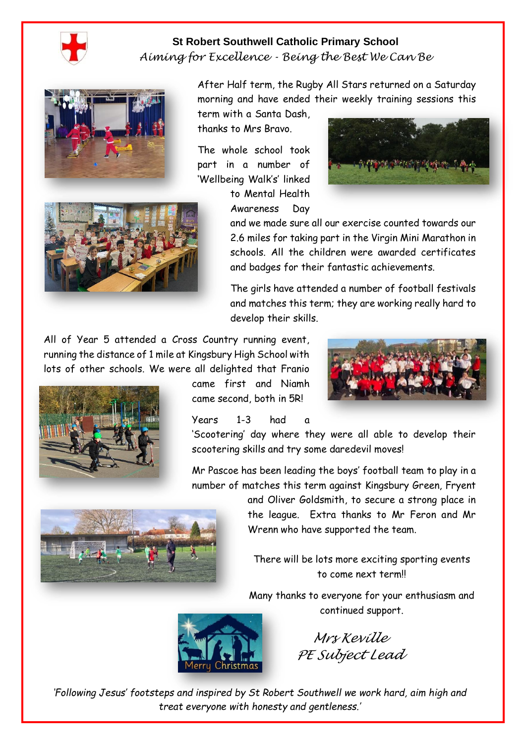**St Robert Southwell Catholic Primary School**

*Aiming for Excellence - Being the Best We Can Be*

After Half term, the Rugby All Stars returned on a Saturday morning and have ended their weekly training sessions this term with a Santa Dash, thanks to Mrs Bravo.

The whole school took part in a number of 'Wellbeing Walk's' linked to Mental Health Awareness Day and we made sure all our exercise counted towards our 2.6 miles for taking part in the Virgin Mini Marathon in schools. All the children were awarded certificates and badges for their fantastic achievements.

The girls have attended a number of football festivals and matches this term; they are working really hard to develop their skills.

All of Year 5 attended a Cross Country running event, running the distance of 1 mile at Kingsbury High School with lots of other schools. We were all delighted that Franio came first and Niamh came second, both in 5R!

Years 1-3 had a 'Scootering' day where they were all able to develop their scootering skills and try some daredevil moves!

Mr Pascoe has been leading the boys' football team to play in a number of matches this term against Kingsbury Green, Fryent and Oliver Goldsmith, to secure a strong place in the league. Extra thanks to Mr Feron and Mr Wrenn who have supported the team.

There will be lots more exciting sporting events to come next term!!

Many thanks to everyone for your enthusiasm and continued support.

*Mrs Keville*
*PE Subject Lead*

*'Following Jesus' footsteps and inspired by St Robert Southwell we work hard, aim high and treat everyone with honesty and gentleness.'*